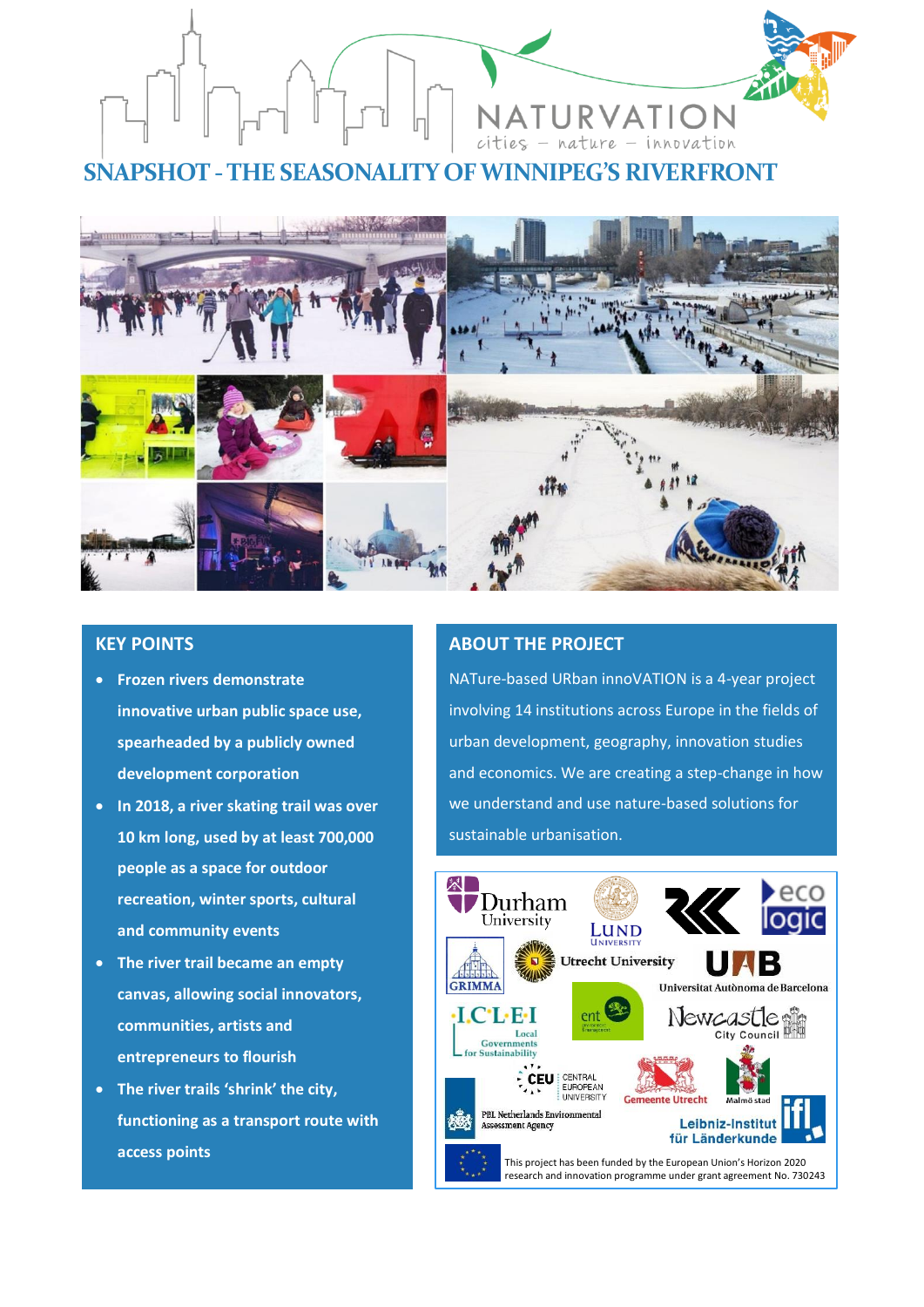# SNAPSHOT - THE SEASONALITY OF WINNIPEG'S RIVERFRONT

## KEY POINTS

- **Frozen rivers demonstrate innovative urban public space use, spearheaded by a publicly owned development corporation**
- **In 2018, a river skating trail was over 10 km long, used by at least 700,000 people as a space for outdoor recreation, winter sports, cultural and community events**
- **The river trail became an empty canvas, allowing social innovators, communities, artists and entrepreneurs to flourish**
- **The river trails 'shrink' the city, functioning as a transport route with access points**

## ABOUT THE PROJECT

NATure-based URban innoVATION is a 4-year project involving 14 institutions across Europe in the fields of urban development, geography, innovation studies and economics. We are creating a step-change in how we understand and use nature-based solutions for sustainable urbanisation.

This project has been funded by the European Union's Horizon 2020 research and innovation programme under grant agreement No. 730243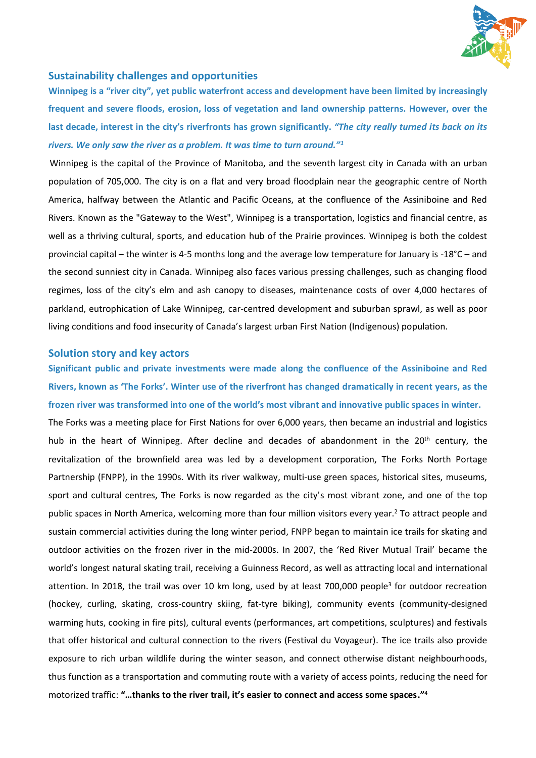## Sustainability challenges and opportunities

**Winnipeg is a "river city", yet public waterfront access and development have been limited by increasingly frequent and severe floods, erosion, loss of vegetation and land ownership patterns. However, over the last decade, interest in the city's riverfronts has grown significantly.** ***"The city really turned its back on its rivers. We only saw the river as a problem. It was time to turn around."*** [1]

Winnipeg is the capital of the Province of Manitoba, and the seventh largest city in Canada with an urban population of 705,000. The city is on a flat and very broad floodplain near the geographic centre of North America, halfway between the Atlantic and Pacific Oceans, at the confluence of the Assiniboine and Red Rivers. Known as the "Gateway to the West", Winnipeg is a transportation, logistics and financial centre, as well as a thriving cultural, sports, and education hub of the Prairie provinces. Winnipeg is both the coldest provincial capital – the winter is 4-5 months long and the average low temperature for January is -18°C – and the second sunniest city in Canada. Winnipeg also faces various pressing challenges, such as changing flood regimes, loss of the city's elm and ash canopy to diseases, maintenance costs of over 4,000 hectares of parkland, eutrophication of Lake Winnipeg, car-centred development and suburban sprawl, as well as poor living conditions and food insecurity of Canada's largest urban First Nation (Indigenous) population.

## Solution story and key actors

**Significant public and private investments were made along the confluence of the Assiniboine and Red Rivers, known as 'The Forks'. Winter use of the riverfront has changed dramatically in recent years, as the frozen river was transformed into one of the world's most vibrant and innovative public spaces in winter.**

The Forks was a meeting place for First Nations for over 6,000 years, then became an industrial and logistics hub in the heart of Winnipeg. After decline and decades of abandonment in the 20th century, the revitalization of the brownfield area was led by a development corporation, The Forks North Portage Partnership (FNPP), in the 1990s. With its river walkway, multi-use green spaces, historical sites, museums, sport and cultural centres, The Forks is now regarded as the city's most vibrant zone, and one of the top public spaces in North America, welcoming more than four million visitors every year.[2] To attract people and sustain commercial activities during the long winter period, FNPP began to maintain ice trails for skating and outdoor activities on the frozen river in the mid-2000s. In 2007, the 'Red River Mutual Trail' became the world's longest natural skating trail, receiving a Guinness Record, as well as attracting local and international attention. In 2018, the trail was over 10 km long, used by at least 700,000 people[3] for outdoor recreation (hockey, curling, skating, cross-country skiing, fat-tyre biking), community events (community-designed warming huts, cooking in fire pits), cultural events (performances, art competitions, sculptures) and festivals that offer historical and cultural connection to the rivers (Festival du Voyageur). The ice trails also provide exposure to rich urban wildlife during the winter season, and connect otherwise distant neighbourhoods, thus function as a transportation and commuting route with a variety of access points, reducing the need for motorized traffic: **"…thanks to the river trail, it's easier to connect and access some spaces."**[4]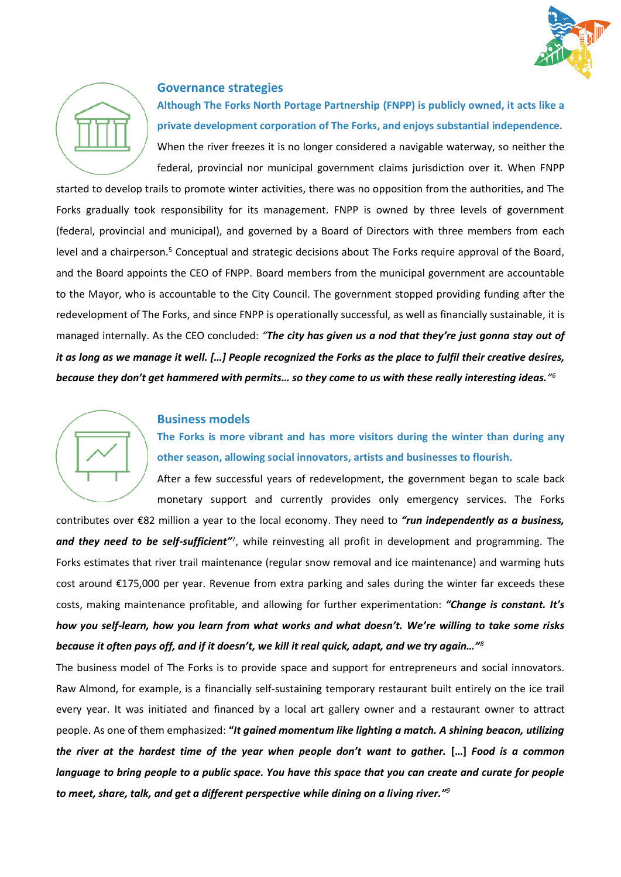## Governance strategies

**Although The Forks North Portage Partnership (FNPP) is publicly owned, it acts like a private development corporation of The Forks, and enjoys substantial independence.**

When the river freezes it is no longer considered a navigable waterway, so neither the federal, provincial nor municipal government claims jurisdiction over it. When FNPP started to develop trails to promote winter activities, there was no opposition from the authorities, and The Forks gradually took responsibility for its management. FNPP is owned by three levels of government (federal, provincial and municipal), and governed by a Board of Directors with three members from each level and a chairperson.[5] Conceptual and strategic decisions about The Forks require approval of the Board, and the Board appoints the CEO of FNPP. Board members from the municipal government are accountable to the Mayor, who is accountable to the City Council. The government stopped providing funding after the redevelopment of The Forks, and since FNPP is operationally successful, as well as financially sustainable, it is managed internally. As the CEO concluded: *"**The city has given us a nod that they're just gonna stay out of it as long as we manage it well. […] People recognized the Forks as the place to fulfil their creative desires, because they don't get hammered with permits… so they come to us with these really interesting ideas.**"*[6]

## Business models

**The Forks is more vibrant and has more visitors during the winter than during any other season, allowing social innovators, artists and businesses to flourish.**

After a few successful years of redevelopment, the government began to scale back monetary support and currently provides only emergency services. The Forks contributes over €82 million a year to the local economy. They need to ***"run independently as a business, and they need to be self-sufficient"***[7], while reinvesting all profit in development and programming. The Forks estimates that river trail maintenance (regular snow removal and ice maintenance) and warming huts cost around €175,000 per year. Revenue from extra parking and sales during the winter far exceeds these costs, making maintenance profitable, and allowing for further experimentation: ***"Change is constant. It's how you self-learn, how you learn from what works and what doesn't. We're willing to take some risks because it often pays off, and if it doesn't, we kill it real quick, adapt, and we try again…"***[8]

The business model of The Forks is to provide space and support for entrepreneurs and social innovators. Raw Almond, for example, is a financially self-sustaining temporary restaurant built entirely on the ice trail every year. It was initiated and financed by a local art gallery owner and a restaurant owner to attract people. As one of them emphasized: **"*It gained momentum like lighting a match. A shining beacon, utilizing the river at the hardest time of the year when people don't want to gather.* […] *Food is a common language to bring people to a public space. You have this space that you can create and curate for people to meet, share, talk, and get a different perspective while dining on a living river.*"**[9]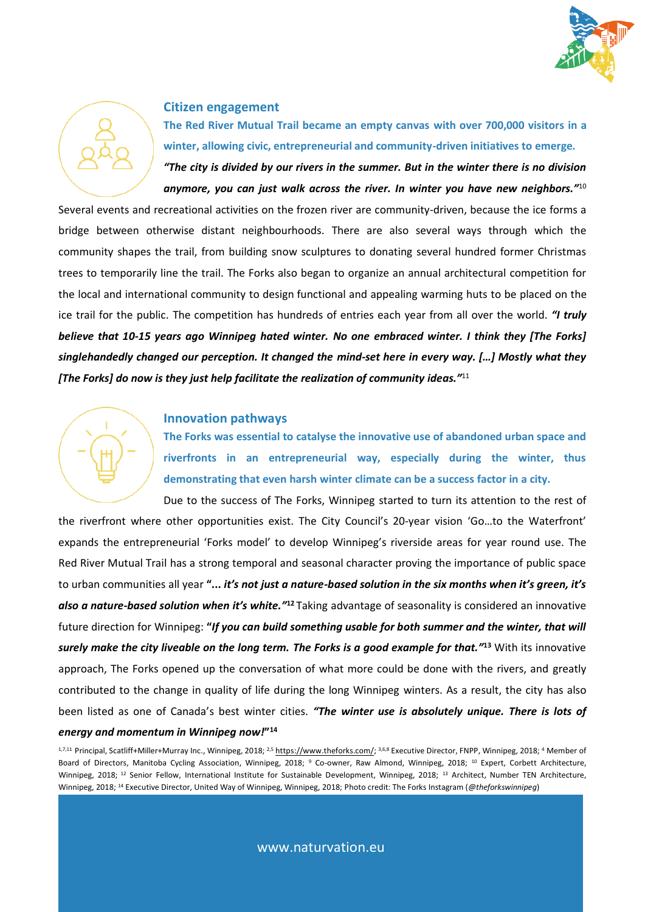## Citizen engagement

**The Red River Mutual Trail became an empty canvas with over 700,000 visitors in a winter, allowing civic, entrepreneurial and community-driven initiatives to emerge.**

***"The city is divided by our rivers in the summer. But in the winter there is no division anymore, you can just walk across the river. In winter you have new neighbors."***[10]

Several events and recreational activities on the frozen river are community-driven, because the ice forms a bridge between otherwise distant neighbourhoods. There are also several ways through which the community shapes the trail, from building snow sculptures to donating several hundred former Christmas trees to temporarily line the trail. The Forks also began to organize an annual architectural competition for the local and international community to design functional and appealing warming huts to be placed on the ice trail for the public. The competition has hundreds of entries each year from all over the world. ***"I truly believe that 10-15 years ago Winnipeg hated winter. No one embraced winter. I think they [The Forks] singlehandedly changed our perception. It changed the mind-set here in every way. […] Mostly what they [The Forks] do now is they just help facilitate the realization of community ideas."***[11]

## Innovation pathways

**The Forks was essential to catalyse the innovative use of abandoned urban space and riverfronts in an entrepreneurial way, especially during the winter, thus demonstrating that even harsh winter climate can be a success factor in a city.**

Due to the success of The Forks, Winnipeg started to turn its attention to the rest of the riverfront where other opportunities exist. The City Council's 20-year vision 'Go…to the Waterfront' expands the entrepreneurial 'Forks model' to develop Winnipeg's riverside areas for year round use. The Red River Mutual Trail has a strong temporal and seasonal character proving the importance of public space to urban communities all year **"*... it's not just a nature-based solution in the six months when it's green, it's also a nature-based solution when it's white.*"**[12] Taking advantage of seasonality is considered an innovative future direction for Winnipeg: **"*If you can build something usable for both summer and the winter, that will surely make the city liveable on the long term. The Forks is a good example for that.*"**[13] With its innovative approach, The Forks opened up the conversation of what more could be done with the rivers, and greatly contributed to the change in quality of life during the long Winnipeg winters. As a result, the city has also been listed as one of Canada's best winter cities. ***"The winter use is absolutely unique. There is lots of energy and momentum in Winnipeg now!"***[14]

[1,7,11] Principal, Scatliff+Miller+Murray Inc., Winnipeg, 2018; [2,5] https://www.theforks.com/; [3,6,8] Executive Director, FNPP, Winnipeg, 2018; [4] Member of Board of Directors, Manitoba Cycling Association, Winnipeg, 2018; [9] Co-owner, Raw Almond, Winnipeg, 2018; [10] Expert, Corbett Architecture, Winnipeg, 2018; [12] Senior Fellow, International Institute for Sustainable Development, Winnipeg, 2018; [13] Architect, Number TEN Architecture, Winnipeg, 2018; [14] Executive Director, United Way of Winnipeg, Winnipeg, 2018; Photo credit: The Forks Instagram (*@theforkswinnipeg*)

www.naturvation.eu